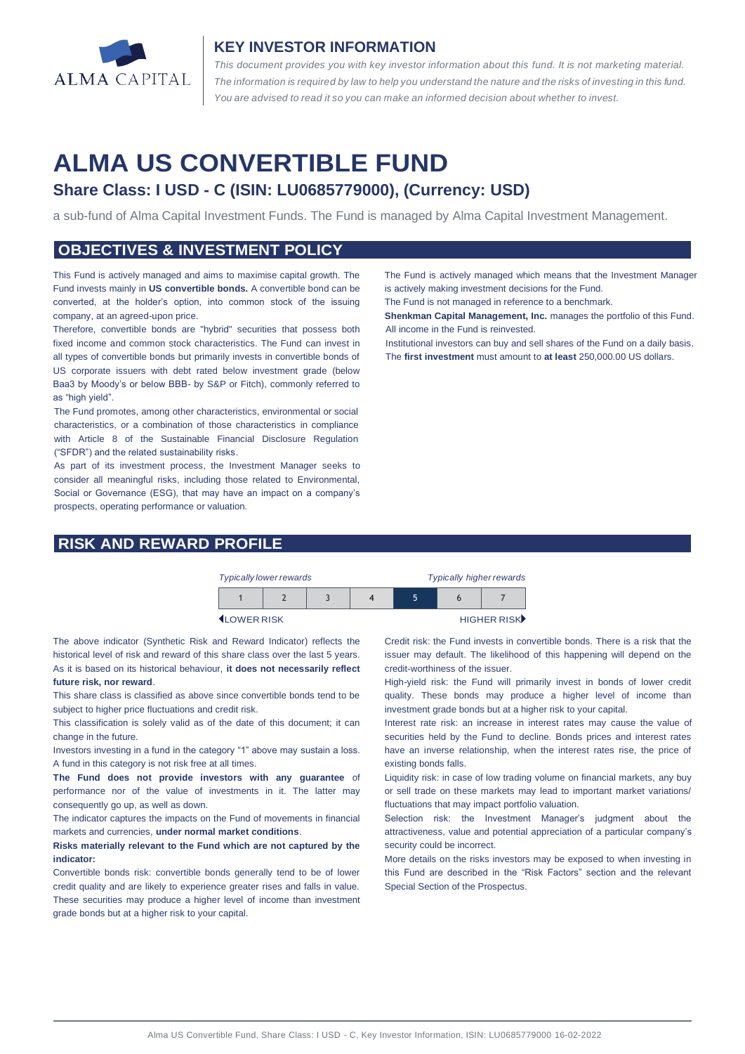ALMA CAPITAL

## KEY INVESTOR INFORMATION

*This document provides you with key investor information about this fund. It is not marketing material. The information is required by law to help you understand the nature and the risks of investing in this fund. You are advised to read it so you can make an informed decision about whether to invest.*

# ALMA US CONVERTIBLE FUND

### Share Class: I USD - C (ISIN: LU0685779000), (Currency: USD)

a sub-fund of Alma Capital Investment Funds. The Fund is managed by Alma Capital Investment Management.

## OBJECTIVES & INVESTMENT POLICY

This Fund is actively managed and aims to maximise capital growth. The Fund invests mainly in **US convertible bonds.** A convertible bond can be converted, at the holder's option, into common stock of the issuing company, at an agreed-upon price.

Therefore, convertible bonds are "hybrid" securities that possess both fixed income and common stock characteristics. The Fund can invest in all types of convertible bonds but primarily invests in convertible bonds of US corporate issuers with debt rated below investment grade (below Baa3 by Moody's or below BBB- by S&P or Fitch), commonly referred to as "high yield".

The Fund promotes, among other characteristics, environmental or social characteristics, or a combination of those characteristics in compliance with Article 8 of the Sustainable Financial Disclosure Regulation ("SFDR") and the related sustainability risks.

As part of its investment process, the Investment Manager seeks to consider all meaningful risks, including those related to Environmental, Social or Governance (ESG), that may have an impact on a company's prospects, operating performance or valuation.

The Fund is actively managed which means that the Investment Manager is actively making investment decisions for the Fund.

The Fund is not managed in reference to a benchmark.

**Shenkman Capital Management, Inc.** manages the portfolio of this Fund.

All income in the Fund is reinvested.

Institutional investors can buy and sell shares of the Fund on a daily basis. The **first investment** must amount to **at least** 250,000.00 US dollars.

## RISK AND REWARD PROFILE

*Typically lower rewards* — *Typically higher rewards*

| 1 | 2 | 3 | 4 | **5** | 6 | 7 |
|---|---|---|---|---|---|---|

LOWER RISK — HIGHER RISK

The above indicator (Synthetic Risk and Reward Indicator) reflects the historical level of risk and reward of this share class over the last 5 years. As it is based on its historical behaviour, **it does not necessarily reflect future risk, nor reward**.

This share class is classified as above since convertible bonds tend to be subject to higher price fluctuations and credit risk.

This classification is solely valid as of the date of this document; it can change in the future.

Investors investing in a fund in the category "1" above may sustain a loss. A fund in this category is not risk free at all times.

**The Fund does not provide investors with any guarantee** of performance nor of the value of investments in it. The latter may consequently go up, as well as down.

The indicator captures the impacts on the Fund of movements in financial markets and currencies, **under normal market conditions**.

**Risks materially relevant to the Fund which are not captured by the indicator:**

Convertible bonds risk: convertible bonds generally tend to be of lower credit quality and are likely to experience greater rises and falls in value. These securities may produce a higher level of income than investment grade bonds but at a higher risk to your capital.

Credit risk: the Fund invests in convertible bonds. There is a risk that the issuer may default. The likelihood of this happening will depend on the credit-worthiness of the issuer.

High-yield risk: the Fund will primarily invest in bonds of lower credit quality. These bonds may produce a higher level of income than investment grade bonds but at a higher risk to your capital.

Interest rate risk: an increase in interest rates may cause the value of securities held by the Fund to decline. Bonds prices and interest rates have an inverse relationship, when the interest rates rise, the price of existing bonds falls.

Liquidity risk: in case of low trading volume on financial markets, any buy or sell trade on these markets may lead to important market variations/ fluctuations that may impact portfolio valuation.

Selection risk: the Investment Manager's judgment about the attractiveness, value and potential appreciation of a particular company's security could be incorrect.

More details on the risks investors may be exposed to when investing in this Fund are described in the "Risk Factors" section and the relevant Special Section of the Prospectus.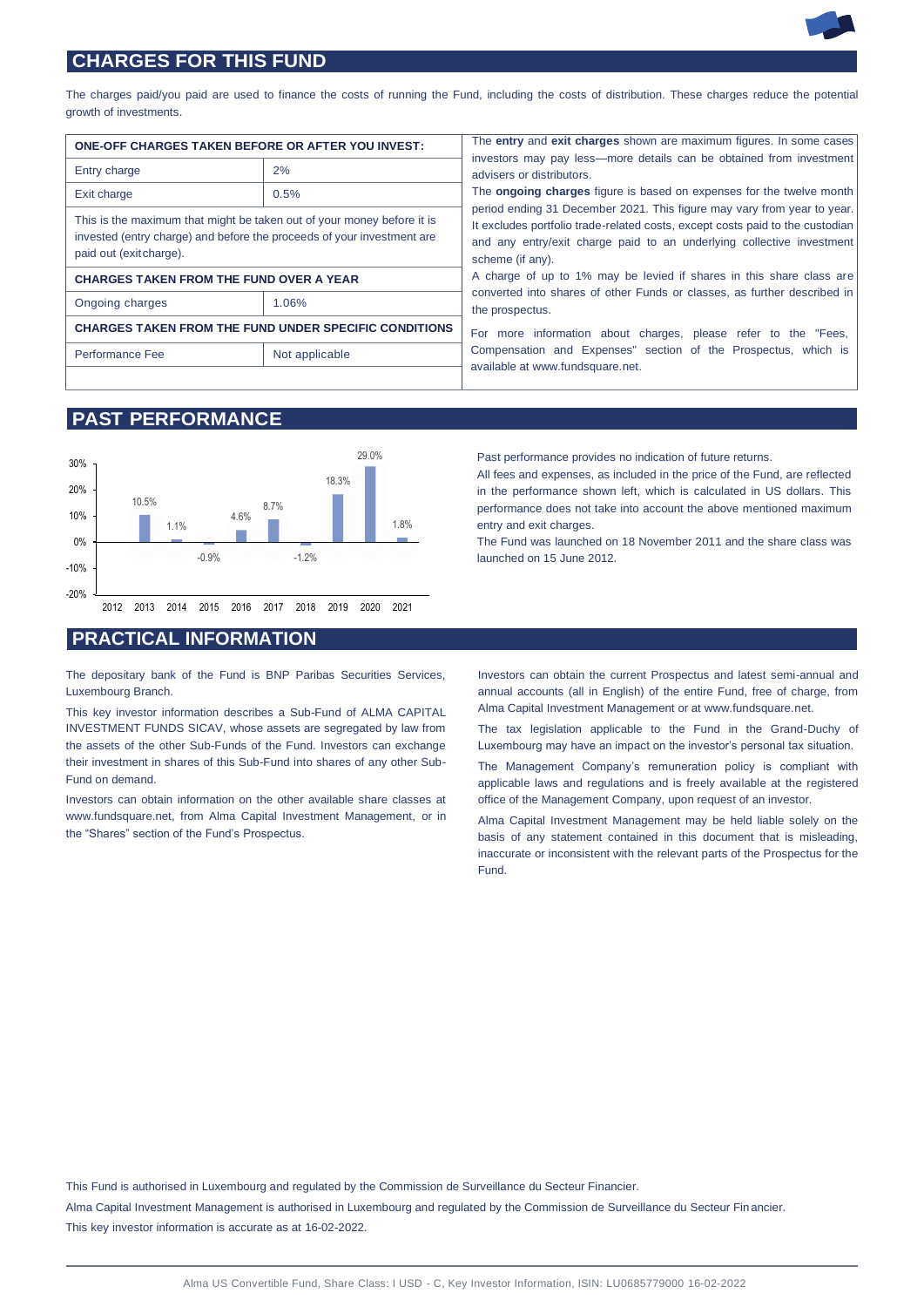## CHARGES FOR THIS FUND

The charges paid/you paid are used to finance the costs of running the Fund, including the costs of distribution. These charges reduce the potential growth of investments.

| ONE-OFF CHARGES TAKEN BEFORE OR AFTER YOU INVEST: | |
|---|---|
| Entry charge | 2% |
| Exit charge | 0.5% |
| This is the maximum that might be taken out of your money before it is invested (entry charge) and before the proceeds of your investment are paid out (exit charge). | |
| **CHARGES TAKEN FROM THE FUND OVER A YEAR** | |
| Ongoing charges | 1.06% |
| **CHARGES TAKEN FROM THE FUND UNDER SPECIFIC CONDITIONS** | |
| Performance Fee | Not applicable |

The **entry** and **exit charges** shown are maximum figures. In some cases investors may pay less—more details can be obtained from investment advisers or distributors.

The **ongoing charges** figure is based on expenses for the twelve month period ending 31 December 2021. This figure may vary from year to year. It excludes portfolio trade-related costs, except costs paid to the custodian and any entry/exit charge paid to an underlying collective investment scheme (if any).

A charge of up to 1% may be levied if shares in this share class are converted into shares of other Funds or classes, as further described in the prospectus.

For more information about charges, please refer to the "Fees, Compensation and Expenses" section of the Prospectus, which is available at www.fundsquare.net.

## PAST PERFORMANCE

30%
20%
10%
0%
-10%
-20%

2012 2013 2014 2015 2016 2017 2018 2019 2020 2021

10.5% 1.1% -0.9% 4.6% 8.7% -1.2% 18.3% 29.0% 1.8%

Past performance provides no indication of future returns.

All fees and expenses, as included in the price of the Fund, are reflected in the performance shown left, which is calculated in US dollars. This performance does not take into account the above mentioned maximum entry and exit charges.

The Fund was launched on 18 November 2011 and the share class was launched on 15 June 2012.

## PRACTICAL INFORMATION

The depositary bank of the Fund is BNP Paribas Securities Services, Luxembourg Branch.

This key investor information describes a Sub-Fund of ALMA CAPITAL INVESTMENT FUNDS SICAV, whose assets are segregated by law from the assets of the other Sub-Funds of the Fund. Investors can exchange their investment in shares of this Sub-Fund into shares of any other Sub-Fund on demand.

Investors can obtain information on the other available share classes at www.fundsquare.net, from Alma Capital Investment Management, or in the "Shares" section of the Fund's Prospectus.

Investors can obtain the current Prospectus and latest semi-annual and annual accounts (all in English) of the entire Fund, free of charge, from Alma Capital Investment Management or at www.fundsquare.net.

The tax legislation applicable to the Fund in the Grand-Duchy of Luxembourg may have an impact on the investor's personal tax situation.

The Management Company's remuneration policy is compliant with applicable laws and regulations and is freely available at the registered office of the Management Company, upon request of an investor.

Alma Capital Investment Management may be held liable solely on the basis of any statement contained in this document that is misleading, inaccurate or inconsistent with the relevant parts of the Prospectus for the Fund.

This Fund is authorised in Luxembourg and regulated by the Commission de Surveillance du Secteur Financier.

Alma Capital Investment Management is authorised in Luxembourg and regulated by the Commission de Surveillance du Secteur Financier.

This key investor information is accurate as at 16-02-2022.